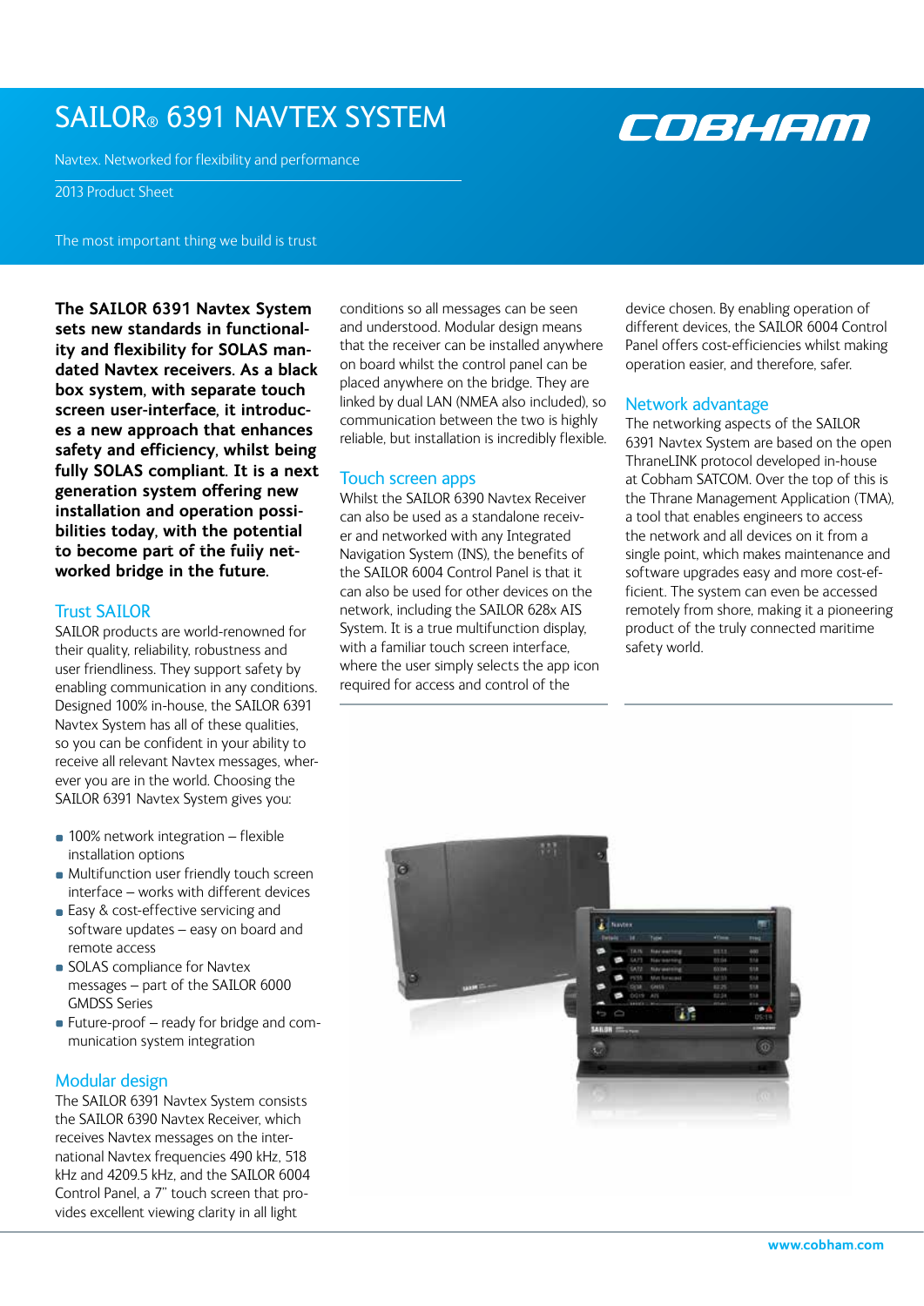# SAILOR® 6391 NAVTEX SYSTEM

Navtex. Networked for flexibility and performance

2013 Product Sheet

The most important thing we build is trust

COBHAM

**The SAILOR 6391 Navtex System sets new standards in functionality and flexibility for SOLAS mandated Navtex receivers. As a black box system, with separate touch screen user-interface, it introduces a new approach that enhances safety and efficiency, whilst being fully SOLAS compliant. It is a next generation system offering new installation and operation possibilities today, with the potential to become part of the fully networked bridge in the future.**

## Trust SAILOR

SAILOR products are world-renowned for their quality, reliability, robustness and user friendliness. They support safety by enabling communication in any conditions. Designed 100% in-house, the SAILOR 6391 Navtex System has all of these qualities, so you can be confident in your ability to receive all relevant Navtex messages, wherever you are in the world. Choosing the SAILOR 6391 Navtex System gives you:

- 100% network integration – flexible installation options
- Multifunction user friendly touch screen interface – works with different devices
- Easy & cost-effective servicing and software updates – easy on board and remote access
- SOLAS compliance for Navtex messages – part of the SAILOR 6000 GMDSS Series
- Future-proof – ready for bridge and communication system integration

## Modular design

The SAILOR 6391 Navtex System consists the SAILOR 6390 Navtex Receiver, which receives Navtex messages on the international Navtex frequencies 490 kHz, 518 kHz and 4209.5 kHz, and the SAILOR 6004 Control Panel, a 7" touch screen that provides excellent viewing clarity in all light conditions so all messages can be seen and understood. Modular design means that the receiver can be installed anywhere on board whilst the control panel can be placed anywhere on the bridge. They are linked by dual LAN (NMEA also included), so communication between the two is highly reliable, but installation is incredibly flexible.

## Touch screen apps

Whilst the SAILOR 6390 Navtex Receiver can also be used as a standalone receiver and networked with any Integrated Navigation System (INS), the benefits of the SAILOR 6004 Control Panel is that it can also be used for other devices on the network, including the SAILOR 628x AIS System. It is a true multifunction display, with a familiar touch screen interface, where the user simply selects the app icon required for access and control of the device chosen. By enabling operation of different devices, the SAILOR 6004 Control Panel offers cost-efficiencies whilst making operation easier, and therefore, safer.

## Network advantage

The networking aspects of the SAILOR 6391 Navtex System are based on the open ThraneLINK protocol developed in-house at Cobham SATCOM. Over the top of this is the Thrane Management Application (TMA), a tool that enables engineers to access the network and all devices on it from a single point, which makes maintenance and software upgrades easy and more cost-efficient. The system can even be accessed remotely from shore, making it a pioneering product of the truly connected maritime safety world.

www.cobham.com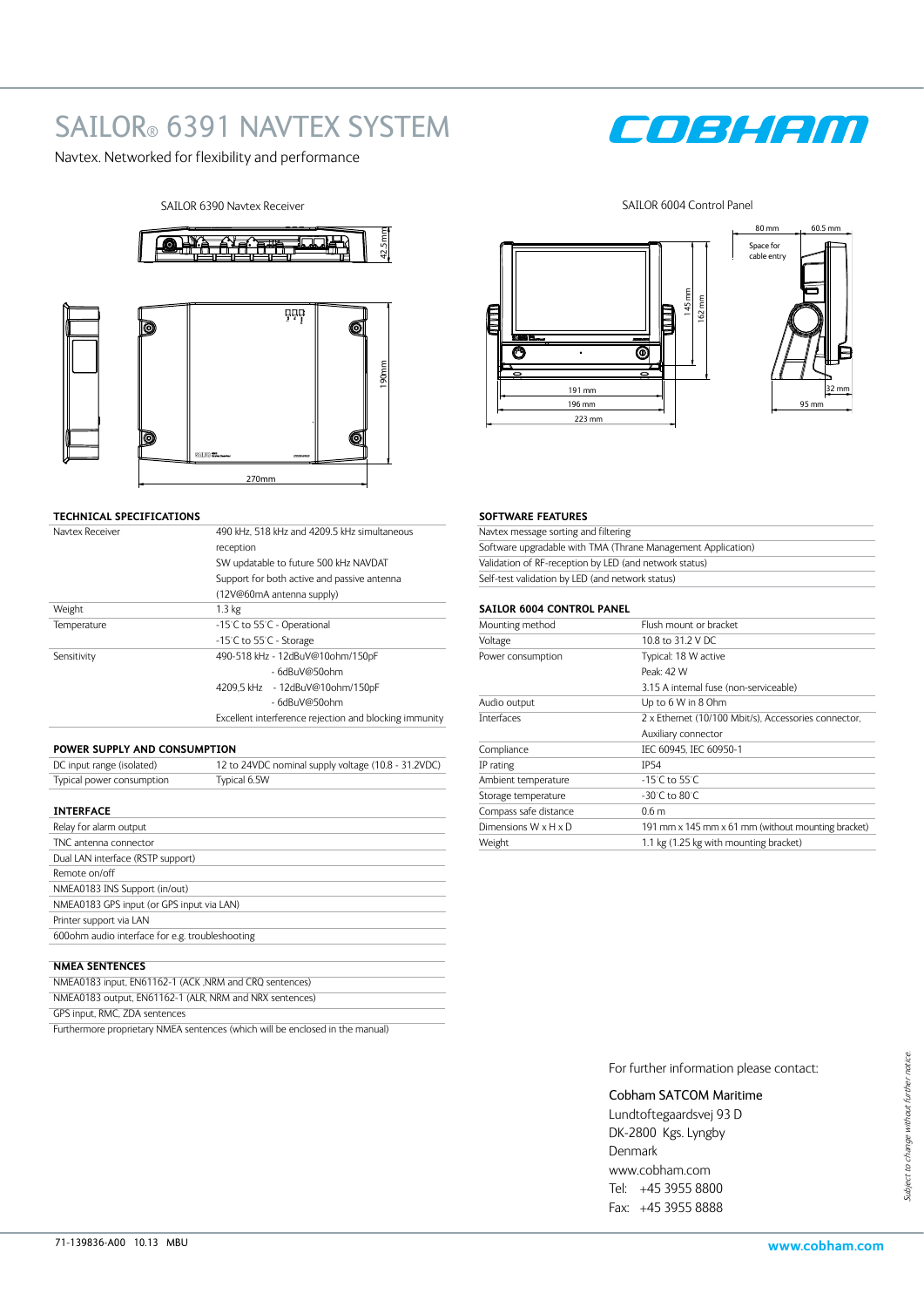# SAILOR® 6391 NAVTEX SYSTEM

Navtex. Networked for flexibility and performance

SAILOR 6390 Navtex Receiver

42.5mm

190mm

270mm

SAILOR 6004 Control Panel

80 mm

60.5 mm

Space for cable entry

145 mm

162 mm

191 mm

196 mm

223 mm

32 mm

95 mm

## TECHNICAL SPECIFICATIONS

| | |
|---|---|
| Navtex Receiver | 490 kHz, 518 kHz and 4209.5 kHz simultaneous reception<br>SW updatable to future 500 kHz NAVDAT<br>Support for both active and passive antenna (12V@60mA antenna supply) |
| Weight | 1.3 kg |
| Temperature | -15°C to 55°C - Operational<br>-15°C to 55°C - Storage |
| Sensitivity | 490-518 kHz - 12dBuV@10ohm/150pF<br>- 6dBuV@50ohm<br>4209.5 kHz - 12dBuV@10ohm/150pF<br>- 6dBuV@50ohm<br>Excellent interference rejection and blocking immunity |

## POWER SUPPLY AND CONSUMPTION

| | |
|---|---|
| DC input range (isolated) | 12 to 24VDC nominal supply voltage (10.8 - 31.2VDC) |
| Typical power consumption | Typical 6.5W |

## INTERFACE

- Relay for alarm output
- TNC antenna connector
- Dual LAN interface (RSTP support)
- Remote on/off
- NMEA0183 INS Support (in/out)
- NMEA0183 GPS input (or GPS input via LAN)
- Printer support via LAN
- 600ohm audio interface for e.g. troubleshooting

## NMEA SENTENCES

- NMEA0183 input, EN61162-1 (ACK ,NRM and CRQ sentences)
- NMEA0183 output, EN61162-1 (ALR, NRM and NRX sentences)
- GPS input, RMC, ZDA sentences
- Furthermore proprietary NMEA sentences (which will be enclosed in the manual)

## SOFTWARE FEATURES

- Navtex message sorting and filtering
- Software upgradable with TMA (Thrane Management Application)
- Validation of RF-reception by LED (and network status)
- Self-test validation by LED (and network status)

## SAILOR 6004 CONTROL PANEL

| | |
|---|---|
| Mounting method | Flush mount or bracket |
| Voltage | 10.8 to 31.2 V DC |
| Power consumption | Typical: 18 W active<br>Peak: 42 W<br>3.15 A internal fuse (non-serviceable) |
| Audio output | Up to 6 W in 8 Ohm |
| Interfaces | 2 x Ethernet (10/100 Mbit/s), Accessories connector, Auxiliary connector |
| Compliance | IEC 60945, IEC 60950-1 |
| IP rating | IP54 |
| Ambient temperature | -15°C to 55°C |
| Storage temperature | -30°C to 80°C |
| Compass safe distance | 0.6 m |
| Dimensions W x H x D | 191 mm x 145 mm x 61 mm (without mounting bracket) |
| Weight | 1.1 kg (1.25 kg with mounting bracket) |

For further information please contact:

Cobham SATCOM Maritime
Lundtoftegaardsvej 93 D
DK-2800 Kgs. Lyngby
Denmark
www.cobham.com
Tel: +45 3955 8800
Fax: +45 3955 8888

*Subject to change without further notice.*

71-139836-A00 10.13 MBU

www.cobham.com